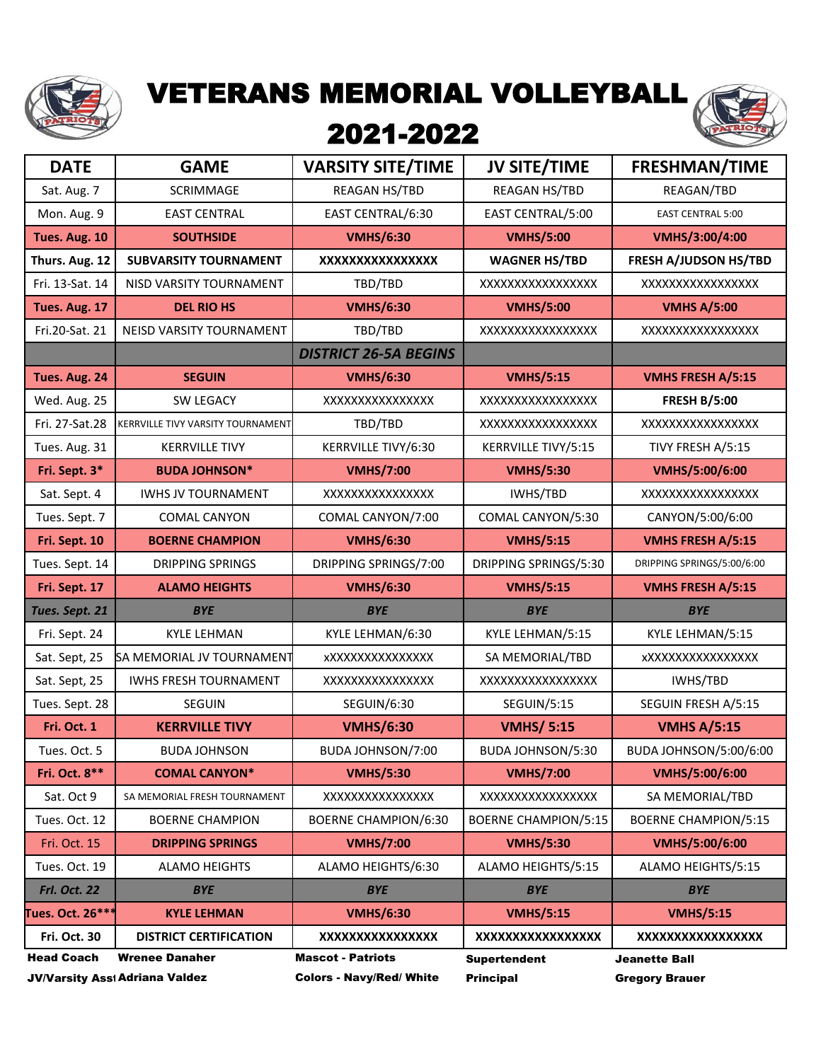# VETERANS MEMORIAL VOLLEYBALL
## 2021-2022

| DATE | GAME | VARSITY SITE/TIME | JV SITE/TIME | FRESHMAN/TIME |
|---|---|---|---|---|
| Sat. Aug. 7 | SCRIMMAGE | REAGAN HS/TBD | REAGAN HS/TBD | REAGAN/TBD |
| Mon. Aug. 9 | EAST CENTRAL | EAST CENTRAL/6:30 | EAST CENTRAL/5:00 | EAST CENTRAL 5:00 |
| **Tues. Aug. 10** | **SOUTHSIDE** | **VMHS/6:30** | **VMHS/5:00** | **VMHS/3:00/4:00** |
| **Thurs. Aug. 12** | **SUBVARSITY TOURNAMENT** | **XXXXXXXXXXXXXXX** | **WAGNER HS/TBD** | **FRESH A/JUDSON HS/TBD** |
| Fri. 13-Sat. 14 | NISD VARSITY TOURNAMENT | TBD/TBD | XXXXXXXXXXXXXXXX | XXXXXXXXXXXXXXXX |
| **Tues. Aug. 17** | **DEL RIO HS** | **VMHS/6:30** | **VMHS/5:00** | **VMHS A/5:00** |
| Fri.20-Sat. 21 | NEISD VARSITY TOURNAMENT | TBD/TBD | XXXXXXXXXXXXXXXX | XXXXXXXXXXXXXXXX |
| | | ***DISTRICT 26-5A BEGINS*** | | |
| **Tues. Aug. 24** | **SEGUIN** | **VMHS/6:30** | **VMHS/5:15** | **VMHS FRESH A/5:15** |
| Wed. Aug. 25 | SW LEGACY | XXXXXXXXXXXXXXX | XXXXXXXXXXXXXXXX | **FRESH B/5:00** |
| Fri. 27-Sat.28 | KERRVILLE TIVY VARSITY TOURNAMENT | TBD/TBD | XXXXXXXXXXXXXXXX | XXXXXXXXXXXXXXXX |
| Tues. Aug. 31 | KERRVILLE TIVY | KERRVILLE TIVY/6:30 | KERRVILLE TIVY/5:15 | TIVY FRESH A/5:15 |
| **Fri. Sept. 3*** | **BUDA JOHNSON*** | **VMHS/7:00** | **VMHS/5:30** | **VMHS/5:00/6:00** |
| Sat. Sept. 4 | IWHS JV TOURNAMENT | XXXXXXXXXXXXXXX | IWHS/TBD | XXXXXXXXXXXXXXXX |
| Tues. Sept. 7 | COMAL CANYON | COMAL CANYON/7:00 | COMAL CANYON/5:30 | CANYON/5:00/6:00 |
| **Fri. Sept. 10** | **BOERNE CHAMPION** | **VMHS/6:30** | **VMHS/5:15** | **VMHS FRESH A/5:15** |
| Tues. Sept. 14 | DRIPPING SPRINGS | DRIPPING SPRINGS/7:00 | DRIPPING SPRINGS/5:30 | DRIPPING SPRINGS/5:00/6:00 |
| **Fri. Sept. 17** | **ALAMO HEIGHTS** | **VMHS/6:30** | **VMHS/5:15** | **VMHS FRESH A/5:15** |
| ***Tues. Sept. 21*** | ***BYE*** | ***BYE*** | ***BYE*** | ***BYE*** |
| Fri. Sept. 24 | KYLE LEHMAN | KYLE LEHMAN/6:30 | KYLE LEHMAN/5:15 | KYLE LEHMAN/5:15 |
| Sat. Sept, 25 | SA MEMORIAL JV TOURNAMENT | xXXXXXXXXXXXXXX | SA MEMORIAL/TBD | xXXXXXXXXXXXXXXX |
| Sat. Sept, 25 | IWHS FRESH TOURNAMENT | XXXXXXXXXXXXXXX | XXXXXXXXXXXXXXXX | IWHS/TBD |
| Tues. Sept. 28 | SEGUIN | SEGUIN/6:30 | SEGUIN/5:15 | SEGUIN FRESH A/5:15 |
| **Fri. Oct. 1** | **KERRVILLE TIVY** | **VMHS/6:30** | **VMHS/ 5:15** | **VMHS A/5:15** |
| Tues. Oct. 5 | BUDA JOHNSON | BUDA JOHNSON/7:00 | BUDA JOHNSON/5:30 | BUDA JOHNSON/5:00/6:00 |
| **Fri. Oct. 8**** | **COMAL CANYON*** | **VMHS/5:30** | **VMHS/7:00** | **VMHS/5:00/6:00** |
| Sat. Oct 9 | SA MEMORIAL FRESH TOURNAMENT | XXXXXXXXXXXXXXX | XXXXXXXXXXXXXXXX | SA MEMORIAL/TBD |
| Tues. Oct. 12 | BOERNE CHAMPION | BOERNE CHAMPION/6:30 | BOERNE CHAMPION/5:15 | BOERNE CHAMPION/5:15 |
| Fri. Oct. 15 | **DRIPPING SPRINGS** | **VMHS/7:00** | **VMHS/5:30** | **VMHS/5:00/6:00** |
| Tues. Oct. 19 | ALAMO HEIGHTS | ALAMO HEIGHTS/6:30 | ALAMO HEIGHTS/5:15 | ALAMO HEIGHTS/5:15 |
| ***FrI. Oct. 22*** | ***BYE*** | ***BYE*** | ***BYE*** | ***BYE*** |
| **Tues. Oct. 26***** | **KYLE LEHMAN** | **VMHS/6:30** | **VMHS/5:15** | **VMHS/5:15** |
| **Fri. Oct. 30** | **DISTRICT CERTIFICATION** | **XXXXXXXXXXXXXXX** | **XXXXXXXXXXXXXXXX** | **XXXXXXXXXXXXXXXX** |

| | | | | |
|---|---|---|---|---|
| **Head Coach** | **Wrenee Danaher** | **Mascot - Patriots** | **Supertendent** | **Jeanette Ball** |
| **JV/Varsity Asst** | **Adriana Valdez** | **Colors - Navy/Red/ White** | **Principal** | **Gregory Brauer** |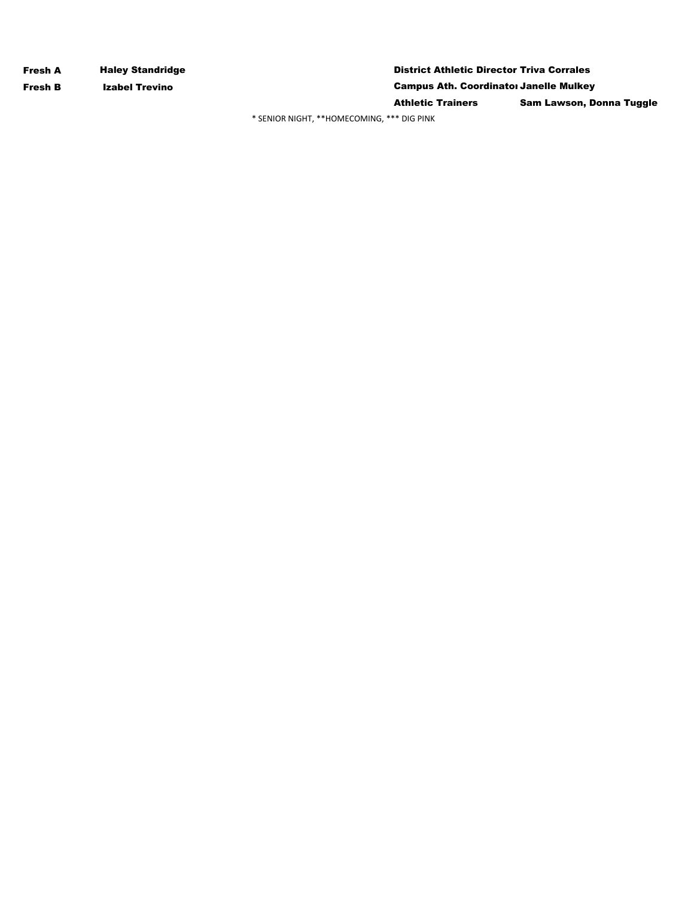| | | | |
|---|---|---|---|
| **Fresh A** | **Haley Standridge** | **District Athletic Director** | **Triva Corrales** |
| **Fresh B** | **Izabel Trevino** | **Campus Ath. Coordinato** | **Janelle Mulkey** |
| | | **Athletic Trainers** | **Sam Lawson, Donna Tuggle** |

* SENIOR NIGHT, **HOMECOMING, *** DIG PINK